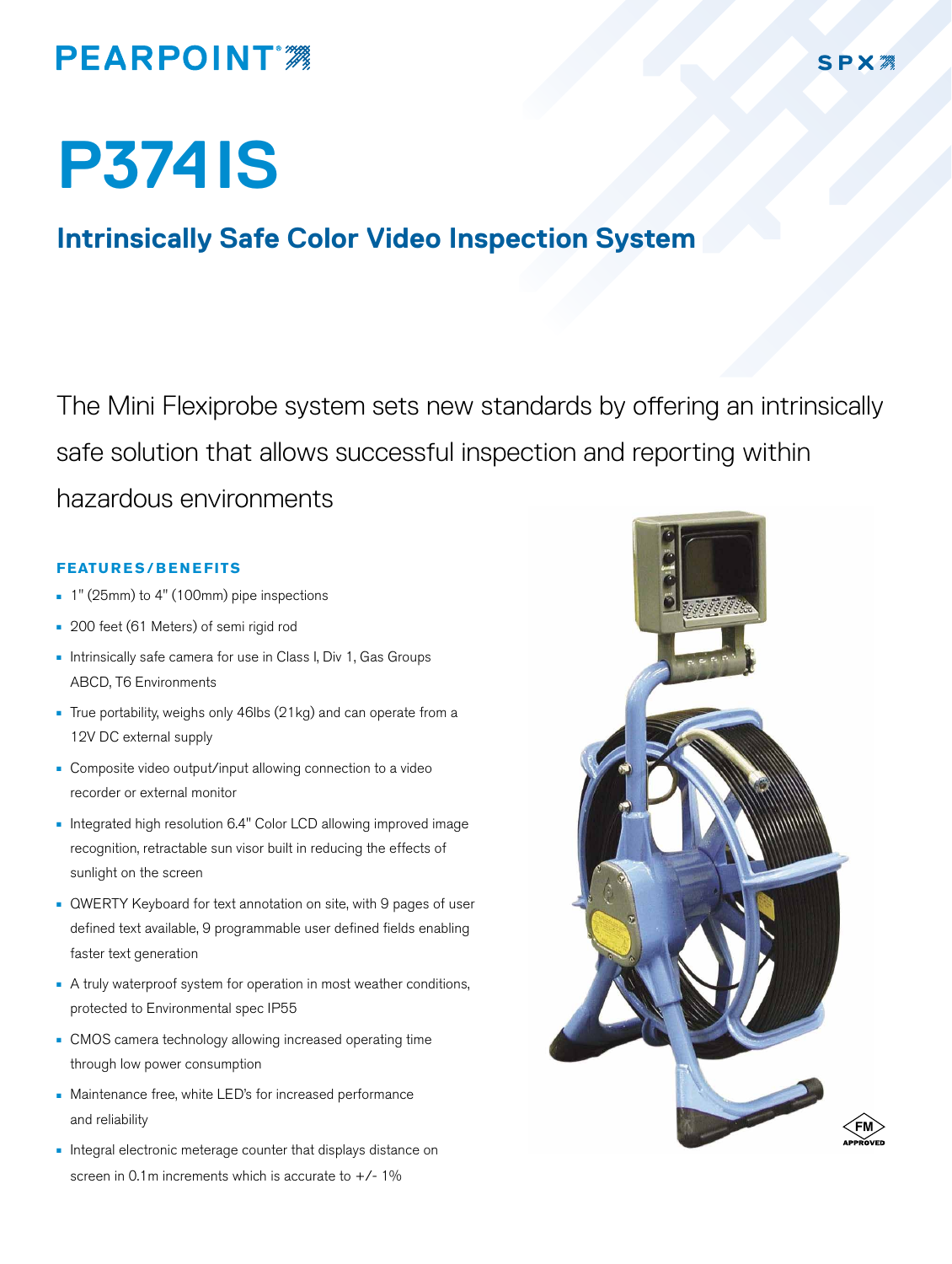PEARPOINT

SPX

# P374IS

## Intrinsically Safe Color Video Inspection System

The Mini Flexiprobe system sets new standards by offering an intrinsically safe solution that allows successful inspection and reporting within hazardous environments

### FEATURES/BENEFITS

- 1" (25mm) to 4" (100mm) pipe inspections
- 200 feet (61 Meters) of semi rigid rod
- Intrinsically safe camera for use in Class I, Div 1, Gas Groups ABCD, T6 Environments
- True portability, weighs only 46lbs (21kg) and can operate from a 12V DC external supply
- Composite video output/input allowing connection to a video recorder or external monitor
- Integrated high resolution 6.4" Color LCD allowing improved image recognition, retractable sun visor built in reducing the effects of sunlight on the screen
- QWERTY Keyboard for text annotation on site, with 9 pages of user defined text available, 9 programmable user defined fields enabling faster text generation
- A truly waterproof system for operation in most weather conditions, protected to Environmental spec IP55
- CMOS camera technology allowing increased operating time through low power consumption
- Maintenance free, white LED's for increased performance and reliability
- Integral electronic meterage counter that displays distance on screen in 0.1m increments which is accurate to +/- 1%

FM APPROVED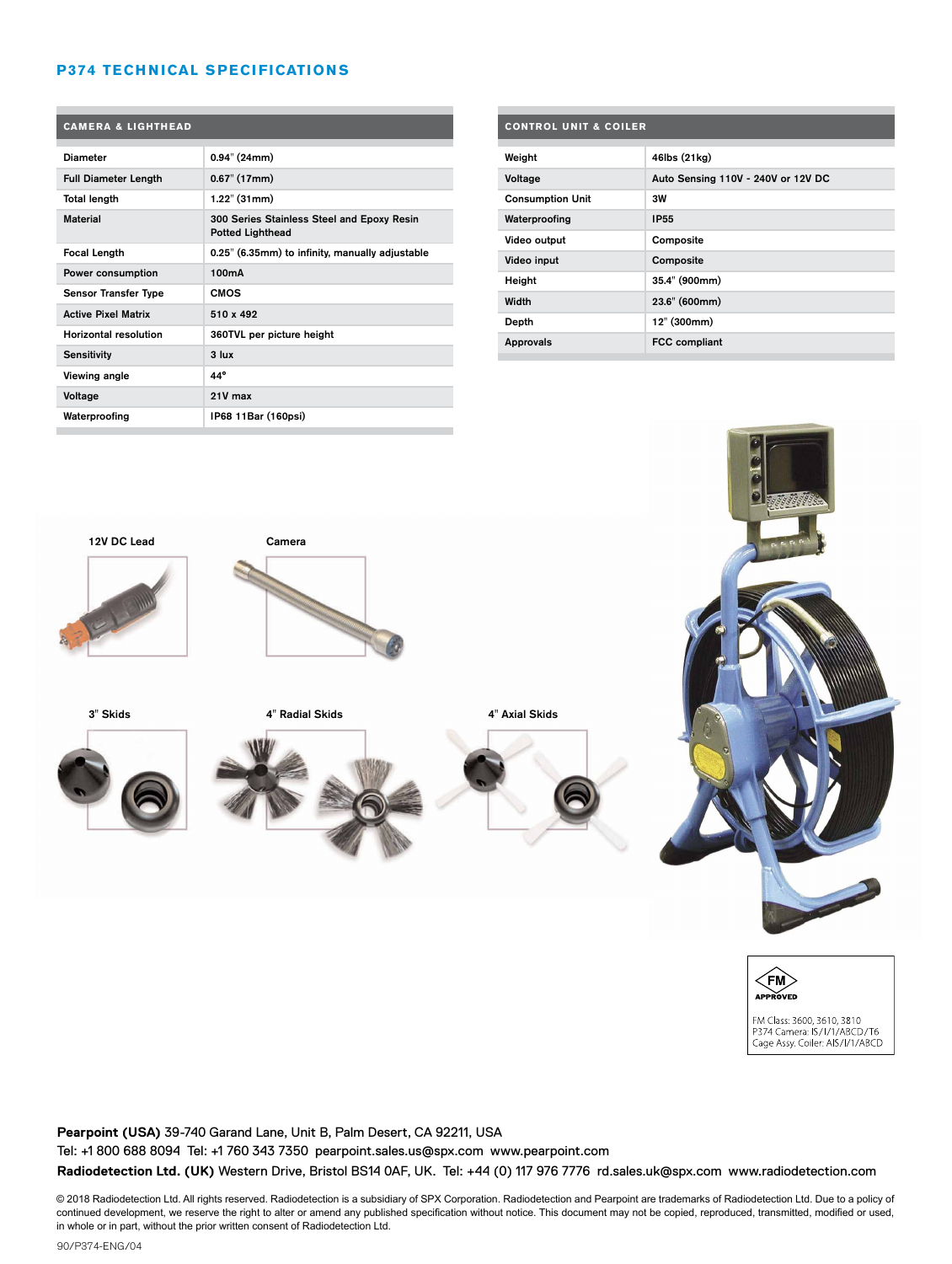## P374 TECHNICAL SPECIFICATIONS

### CAMERA & LIGHTHEAD

| | |
|---|---|
| Diameter | 0.94" (24mm) |
| Full Diameter Length | 0.67" (17mm) |
| Total length | 1.22" (31mm) |
| Material | 300 Series Stainless Steel and Epoxy Resin Potted Lighthead |
| Focal Length | 0.25" (6.35mm) to infinity, manually adjustable |
| Power consumption | 100mA |
| Sensor Transfer Type | CMOS |
| Active Pixel Matrix | 510 x 492 |
| Horizontal resolution | 360TVL per picture height |
| Sensitivity | 3 lux |
| Viewing angle | 44° |
| Voltage | 21V max |
| Waterproofing | IP68 11Bar (160psi) |

### CONTROL UNIT & COILER

| | |
|---|---|
| Weight | 46lbs (21kg) |
| Voltage | Auto Sensing 110V - 240V or 12V DC |
| Consumption Unit | 3W |
| Waterproofing | IP55 |
| Video output | Composite |
| Video input | Composite |
| Height | 35.4" (900mm) |
| Width | 23.6" (600mm) |
| Depth | 12" (300mm) |
| Approvals | FCC compliant |

12V DC Lead

Camera

3" Skids

4" Radial Skids

4" Axial Skids

FM APPROVED

FM Class: 3600, 3610, 3810
P374 Camera: IS/I/1/ABCD/T6
Cage Assy. Coiler: AIS/I/1/ABCD

**Pearpoint (USA)** 39-740 Garand Lane, Unit B, Palm Desert, CA 92211, USA
Tel: +1 800 688 8094 Tel: +1 760 343 7350 pearpoint.sales.us@spx.com www.pearpoint.com
**Radiodetection Ltd. (UK)** Western Drive, Bristol BS14 0AF, UK. Tel: +44 (0) 117 976 7776 rd.sales.uk@spx.com www.radiodetection.com

© 2018 Radiodetection Ltd. All rights reserved. Radiodetection is a subsidiary of SPX Corporation. Radiodetection and Pearpoint are trademarks of Radiodetection Ltd. Due to a policy of continued development, we reserve the right to alter or amend any published specification without notice. This document may not be copied, reproduced, transmitted, modified or used, in whole or in part, without the prior written consent of Radiodetection Ltd.

90/P374-ENG/04